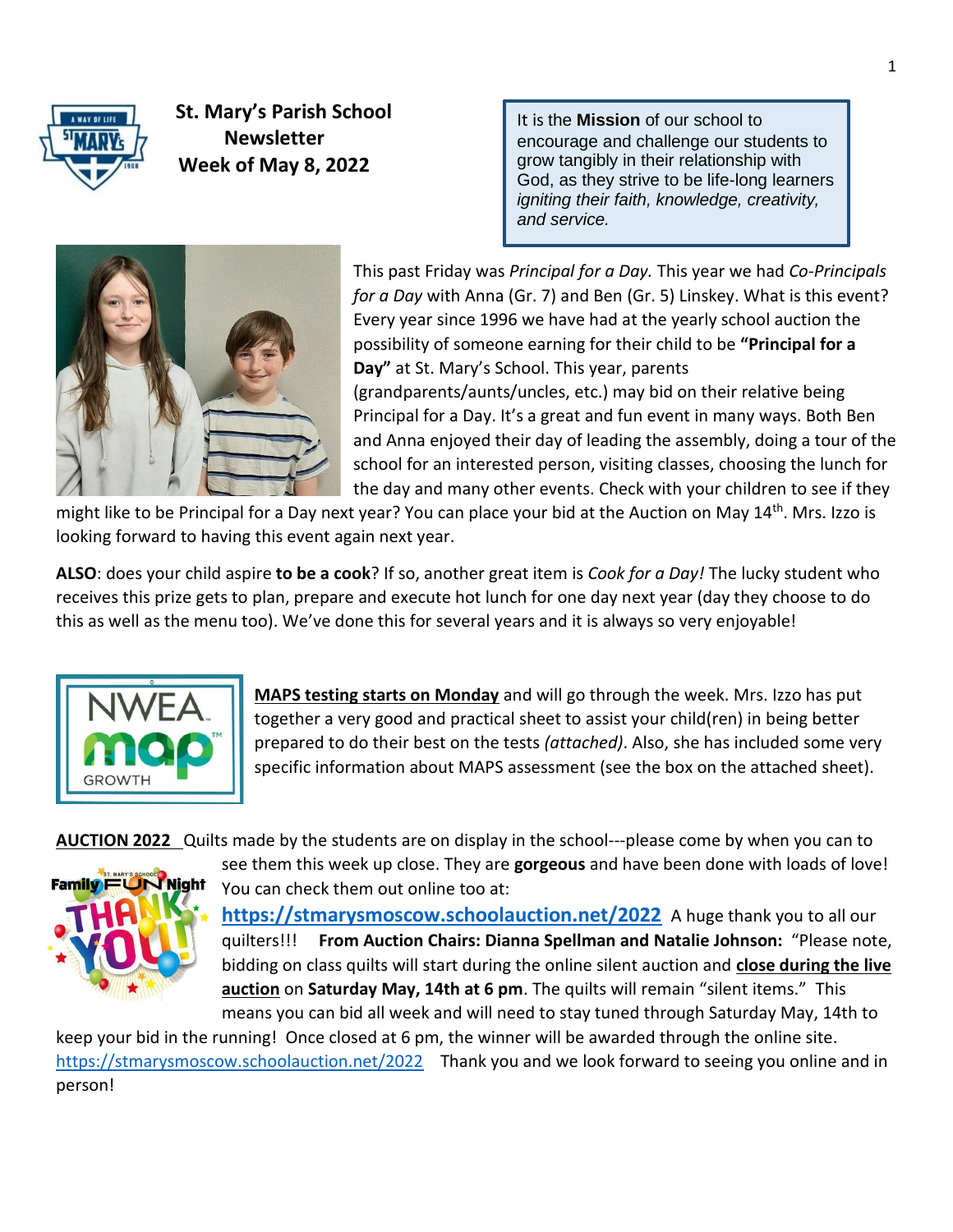# St. Māry's Parish School Newsletter Week of May 8, 2022

It is the **Mission** of our school to encourage and challenge our students to grow tangibly in their relationship with God, as they strive to be life-long learners *igniting their faith, knowledge, creativity, and service.*

This past Friday was *Principal for a Day.* This year we had *Co-Principals for a Day* with Anna (Gr. 7) and Ben (Gr. 5) Linskey. What is this event? Every year since 1996 we have had at the yearly school auction the possibility of someone earning for their child to be **"Principal for a Day"** at St. Mary's School. This year, parents (grandparents/aunts/uncles, etc.) may bid on their relative being Principal for a Day. It's a great and fun event in many ways. Both Ben and Anna enjoyed their day of leading the assembly, doing a tour of the school for an interested person, visiting classes, choosing the lunch for the day and many other events. Check with your children to see if they might like to be Principal for a Day next year? You can place your bid at the Auction on May 14th. Mrs. Izzo is looking forward to having this event again next year.

**ALSO**: does your child aspire **to be a cook**? If so, another great item is *Cook for a Day!* The lucky student who receives this prize gets to plan, prepare and execute hot lunch for one day next year (day they choose to do this as well as the menu too). We've done this for several years and it is always so very enjoyable!

**MAPS testing starts on Monday** and will go through the week. Mrs. Izzo has put together a very good and practical sheet to assist your child(ren) in being better prepared to do their best on the tests *(attached)*. Also, she has included some very specific information about MAPS assessment (see the box on the attached sheet).

**AUCTION 2022** Quilts made by the students are on display in the school---please come by when you can to see them this week up close. They are **gorgeous** and have been done with loads of love! You can check them out online too at: **https://stmarysmoscow.schoolauction.net/2022** A huge thank you to all our quilters!!! **From Auction Chairs: Dianna Spellman and Natalie Johnson:** "Please note, bidding on class quilts will start during the online silent auction and **close during the live auction** on **Saturday May, 14th at 6 pm**. The quilts will remain "silent items." This means you can bid all week and will need to stay tuned through Saturday May, 14th to keep your bid in the running! Once closed at 6 pm, the winner will be awarded through the online site. https://stmarysmoscow.schoolauction.net/2022 Thank you and we look forward to seeing you online and in person!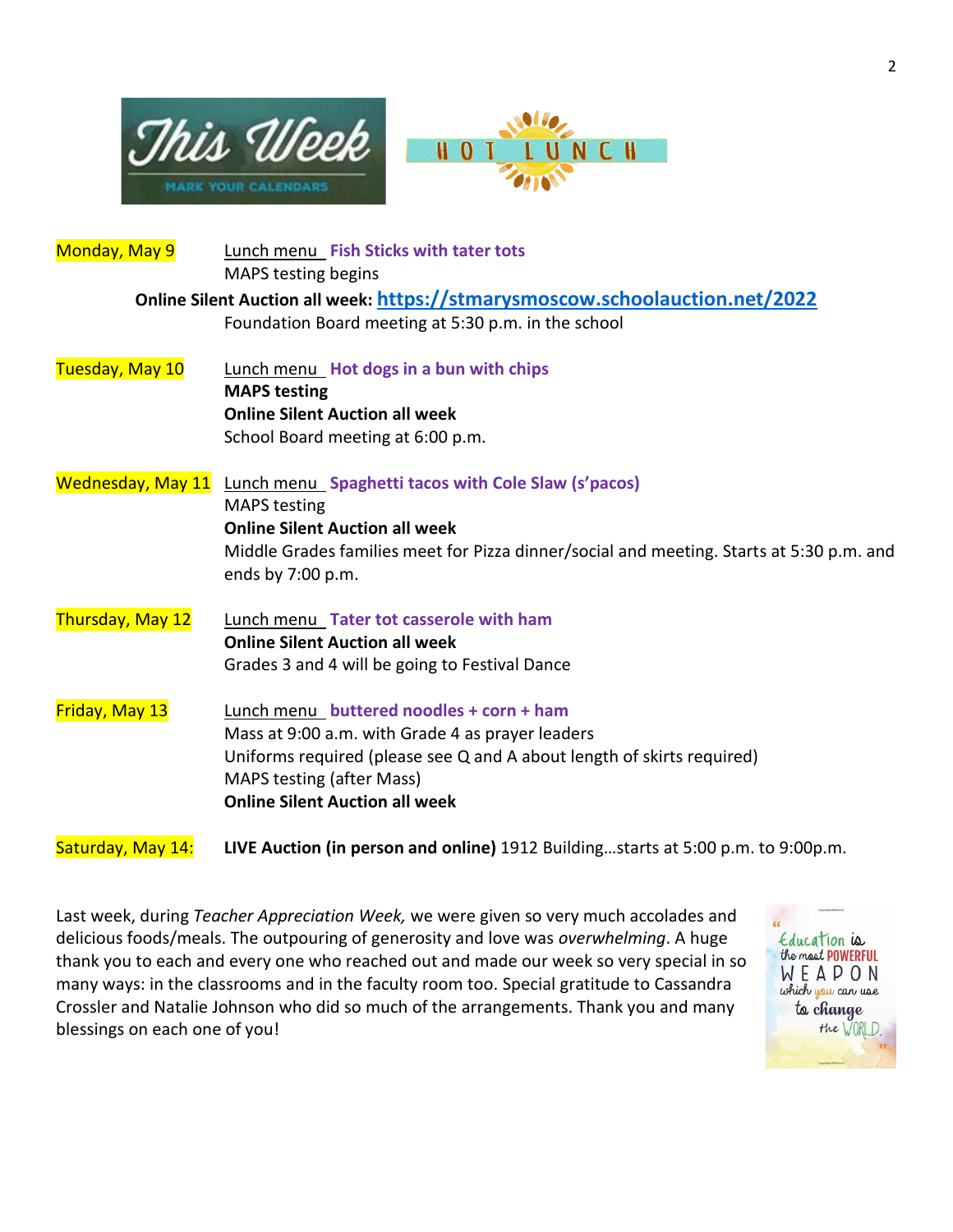**This Week** — MARK YOUR CALENDARS

**HOT LUNCH**

**Monday, May 9**

Lunch menu **Fish Sticks with tater tots**
MAPS testing begins

**Online Silent Auction all week: https://stmarysmoscow.schoolauction.net/2022**

Foundation Board meeting at 5:30 p.m. in the school

**Tuesday, May 10**

Lunch menu **Hot dogs in a bun with chips**
**MAPS testing**
**Online Silent Auction all week**
School Board meeting at 6:00 p.m.

**Wednesday, May 11**

Lunch menu **Spaghetti tacos with Cole Slaw (s'pacos)**
MAPS testing
**Online Silent Auction all week**
Middle Grades families meet for Pizza dinner/social and meeting. Starts at 5:30 p.m. and ends by 7:00 p.m.

**Thursday, May 12**

Lunch menu **Tater tot casserole with ham**
**Online Silent Auction all week**
Grades 3 and 4 will be going to Festival Dance

**Friday, May 13**

Lunch menu **buttered noodles + corn + ham**
Mass at 9:00 a.m. with Grade 4 as prayer leaders
Uniforms required (please see Q and A about length of skirts required)
MAPS testing (after Mass)
**Online Silent Auction all week**

**Saturday, May 14:**

**LIVE Auction (in person and online)** 1912 Building…starts at 5:00 p.m. to 9:00p.m.

Last week, during *Teacher Appreciation Week,* we were given so very much accolades and delicious foods/meals. The outpouring of generosity and love was *overwhelming*. A huge thank you to each and every one who reached out and made our week so very special in so many ways: in the classrooms and in the faculty room too. Special gratitude to Cassandra Crossler and Natalie Johnson who did so much of the arrangements. Thank you and many blessings on each one of you!

"Education is the most POWERFUL WEAPON which you can use to change the WORLD."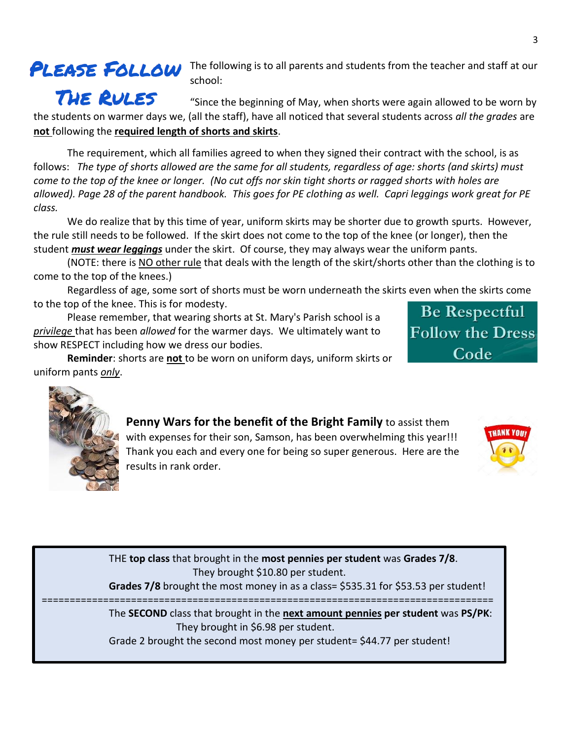# Please Follow The Rules

The following is to all parents and students from the teacher and staff at our school:

"Since the beginning of May, when shorts were again allowed to be worn by the students on warmer days we, (all the staff), have all noticed that several students across *all the grades* are **not** following the **required length of shorts and skirts**.

The requirement, which all families agreed to when they signed their contract with the school, is as follows: *The type of shorts allowed are the same for all students, regardless of age: shorts (and skirts) must come to the top of the knee or longer. (No cut offs nor skin tight shorts or ragged shorts with holes are allowed). Page 28 of the parent handbook. This goes for PE clothing as well. Capri leggings work great for PE class.*

We do realize that by this time of year, uniform skirts may be shorter due to growth spurts. However, the rule still needs to be followed. If the skirt does not come to the top of the knee (or longer), then the student ***must wear leggings*** under the skirt. Of course, they may always wear the uniform pants.

(NOTE: there is NO other rule that deals with the length of the skirt/shorts other than the clothing is to come to the top of the knees.)

Regardless of age, some sort of shorts must be worn underneath the skirts even when the skirts come to the top of the knee. This is for modesty.

Please remember, that wearing shorts at St. Mary's Parish school is a *privilege* that has been *allowed* for the warmer days. We ultimately want to show RESPECT including how we dress our bodies.

**Reminder**: shorts are **not** to be worn on uniform days, uniform skirts or uniform pants *only*.

Be Respectful Follow the Dress Code

**Penny Wars for the benefit of the Bright Family** to assist them with expenses for their son, Samson, has been overwhelming this year!!! Thank you each and every one for being so super generous. Here are the results in rank order.

THANK YOU!

THE **top class** that brought in the **most pennies per student** was **Grades 7/8**.

They brought $10.80 per student.

**Grades 7/8** brought the most money in as a class= $535.31 for $53.53 per student!

================================================================================

The **SECOND** class that brought in the **next amount pennies per student** was **PS/PK**:

They brought in $6.98 per student.

Grade 2 brought the second most money per student= $44.77 per student!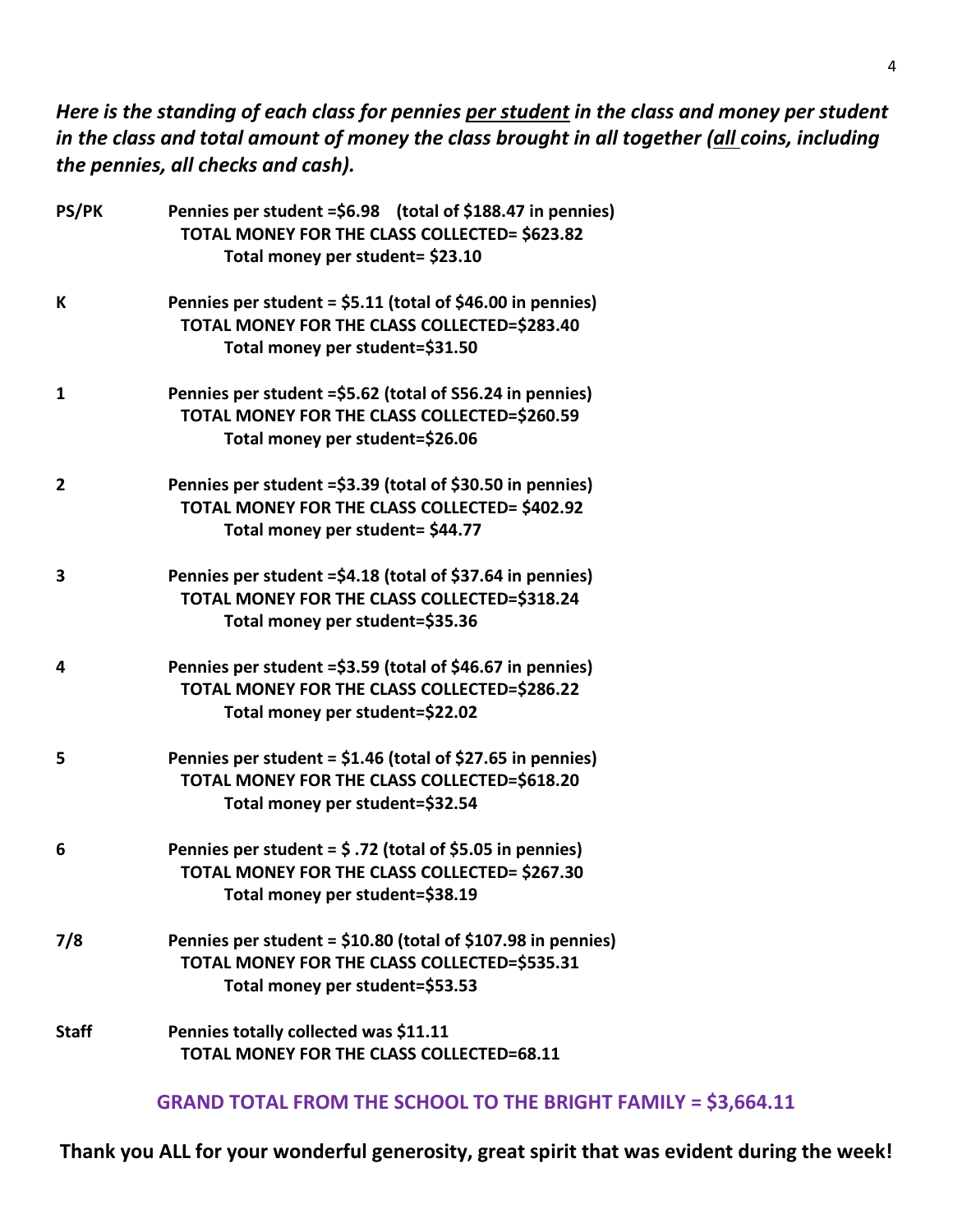***Here is the standing of each class for pennies <u>per student</u> in the class and money per student in the class and total amount of money the class brought in all together (<u>all</u> coins, including the pennies, all checks and cash).***

**PS/PK** **Pennies per student =$6.98 (total of $188.47 in pennies)**
**TOTAL MONEY FOR THE CLASS COLLECTED= $623.82**
**Total money per student= $23.10**

**K** **Pennies per student = $5.11 (total of $46.00 in pennies)**
**TOTAL MONEY FOR THE CLASS COLLECTED=$283.40**
**Total money per student=$31.50**

**1** **Pennies per student =$5.62 (total of S56.24 in pennies)**
**TOTAL MONEY FOR THE CLASS COLLECTED=$260.59**
**Total money per student=$26.06**

**2** **Pennies per student =$3.39 (total of $30.50 in pennies)**
**TOTAL MONEY FOR THE CLASS COLLECTED= $402.92**
**Total money per student= $44.77**

**3** **Pennies per student =$4.18 (total of $37.64 in pennies)**
**TOTAL MONEY FOR THE CLASS COLLECTED=$318.24**
**Total money per student=$35.36**

**4** **Pennies per student =$3.59 (total of $46.67 in pennies)**
**TOTAL MONEY FOR THE CLASS COLLECTED=$286.22**
**Total money per student=$22.02**

**5** **Pennies per student = $1.46 (total of $27.65 in pennies)**
**TOTAL MONEY FOR THE CLASS COLLECTED=$618.20**
**Total money per student=$32.54**

**6** **Pennies per student = $ .72 (total of $5.05 in pennies)**
**TOTAL MONEY FOR THE CLASS COLLECTED= $267.30**
**Total money per student=$38.19**

**7/8** **Pennies per student = $10.80 (total of $107.98 in pennies)**
**TOTAL MONEY FOR THE CLASS COLLECTED=$535.31**
**Total money per student=$53.53**

**Staff** **Pennies totally collected was $11.11**
**TOTAL MONEY FOR THE CLASS COLLECTED=68.11**

**GRAND TOTAL FROM THE SCHOOL TO THE BRIGHT FAMILY = $3,664.11**

**Thank you ALL for your wonderful generosity, great spirit that was evident during the week!**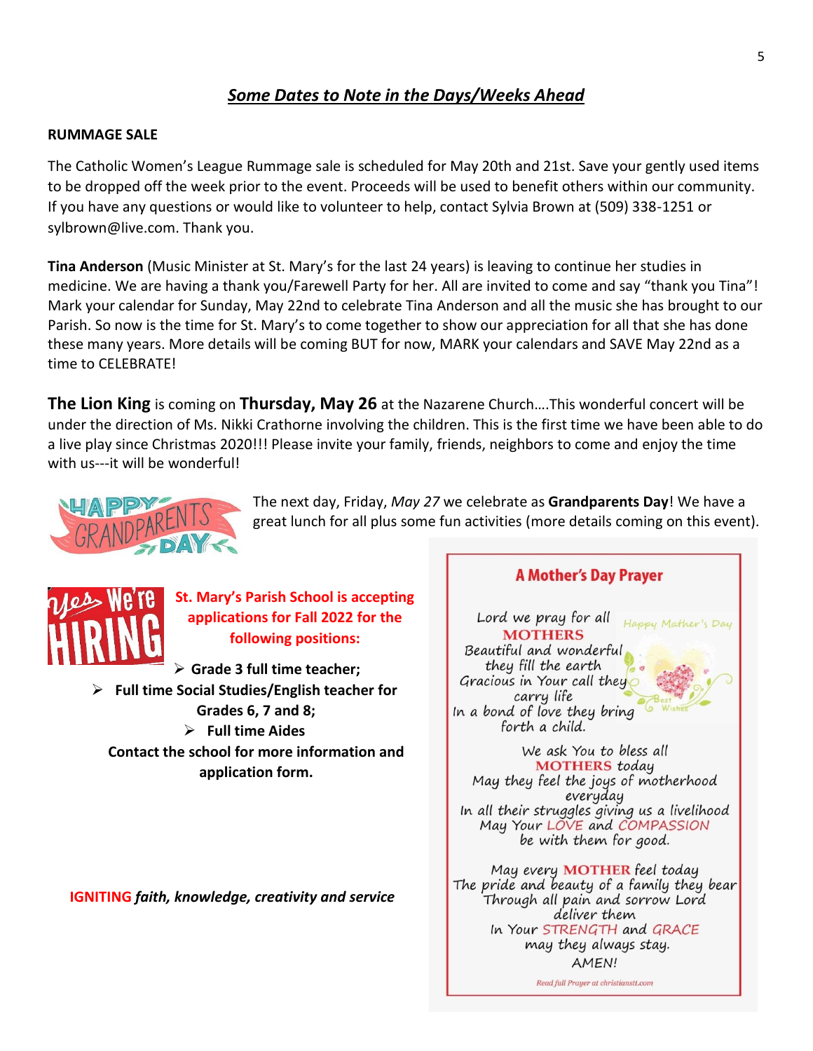## *Some Dates to Note in the Days/Weeks Ahead*

**RUMMAGE SALE**

The Catholic Women's League Rummage sale is scheduled for May 20th and 21st. Save your gently used items to be dropped off the week prior to the event. Proceeds will be used to benefit others within our community. If you have any questions or would like to volunteer to help, contact Sylvia Brown at (509) 338-1251 or sylbrown@live.com. Thank you.

**Tina Anderson** (Music Minister at St. Mary's for the last 24 years) is leaving to continue her studies in medicine. We are having a thank you/Farewell Party for her. All are invited to come and say "thank you Tina"! Mark your calendar for Sunday, May 22nd to celebrate Tina Anderson and all the music she has brought to our Parish. So now is the time for St. Mary's to come together to show our appreciation for all that she has done these many years. More details will be coming BUT for now, MARK your calendars and SAVE May 22nd as a time to CELEBRATE!

**The Lion King** is coming on **Thursday, May 26** at the Nazarene Church….This wonderful concert will be under the direction of Ms. Nikki Crathorne involving the children. This is the first time we have been able to do a live play since Christmas 2020!!! Please invite your family, friends, neighbors to come and enjoy the time with us---it will be wonderful!

HAPPY GRANDPARENTS DAY

The next day, Friday, *May 27* we celebrate as **Grandparents Day**! We have a great lunch for all plus some fun activities (more details coming on this event).

Yes We're HIRING

**St. Mary's Parish School is accepting applications for Fall 2022 for the following positions:**

- **Grade 3 full time teacher;**
- **Full time Social Studies/English teacher for Grades 6, 7 and 8;**
- **Full time Aides**

**Contact the school for more information and application form.**

IGNITING ***faith, knowledge, creativity and service***

### A Mother's Day Prayer

Happy Mother's Day

Lord we pray for all
MOTHERS
Beautiful and wonderful
they fill the earth
Gracious in Your call they
carry life
In a bond of love they bring
forth a child.

We ask You to bless all
MOTHERS today
May they feel the joys of motherhood
everyday
In all their struggles giving us a livelihood
May Your LOVE and COMPASSION
be with them for good.

May every MOTHER feel today
The pride and beauty of a family they bear
Through all pain and sorrow Lord
deliver them
In Your STRENGTH and GRACE
may they always stay.
AMEN!

Read full Prayer at christianstt.com